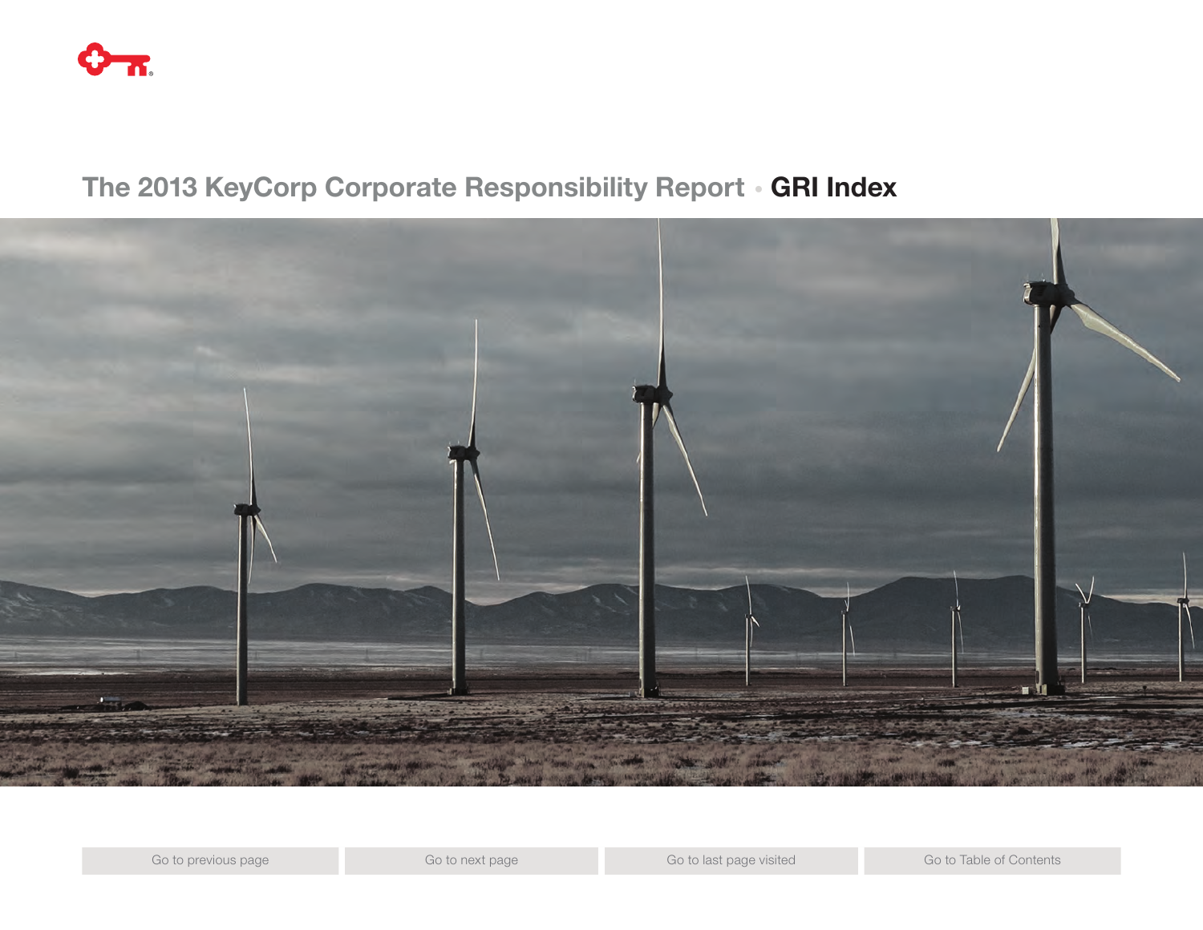# The 2013 KeyCorp Corporate Responsibility Report • GRI Index

Go to previous page | Go to next page | Go to last page visited | Go to Table of Contents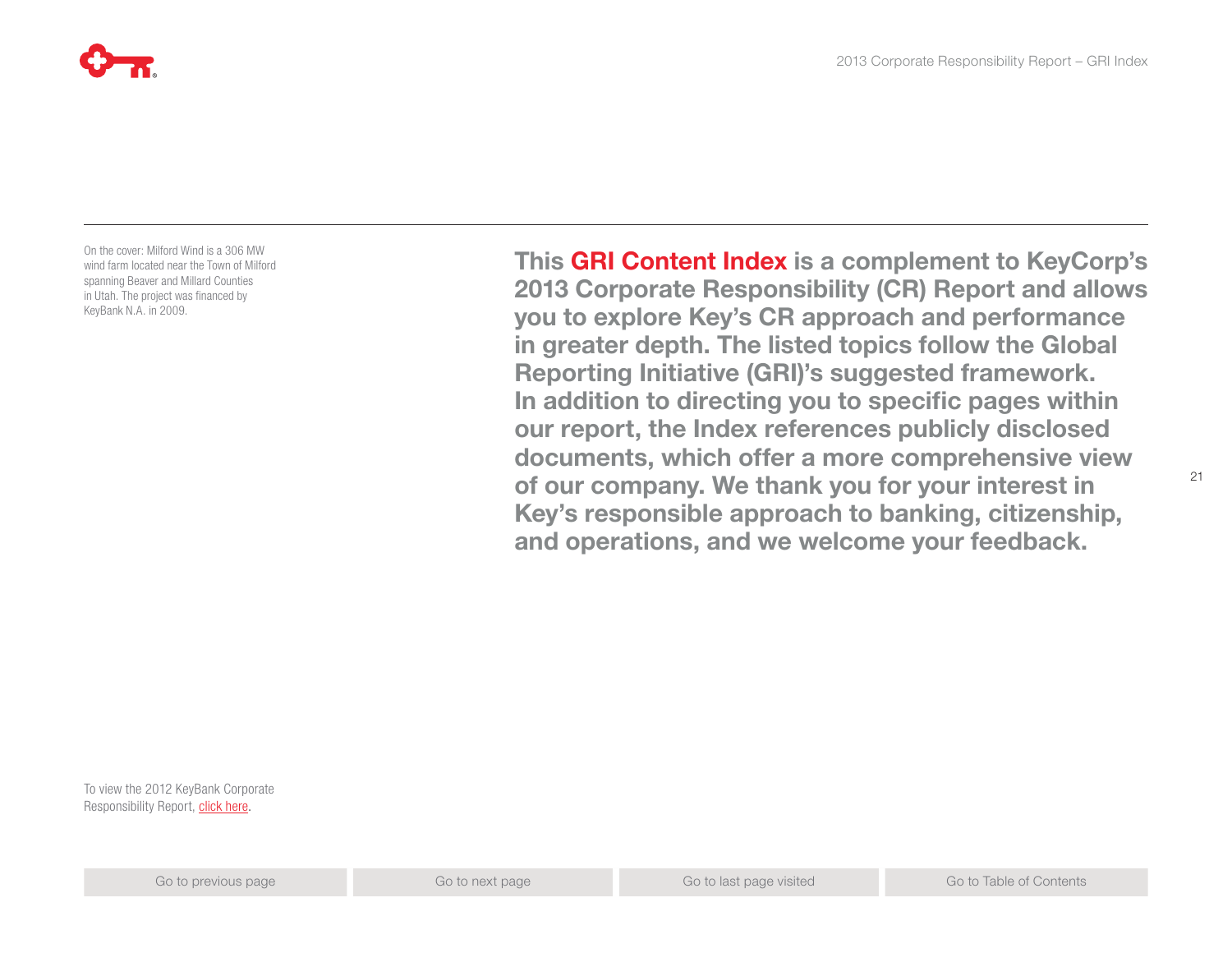On the cover: Milford Wind is a 306 MW wind farm located near the Town of Milford spanning Beaver and Millard Counties in Utah. The project was financed by KeyBank N.A. in 2009.

**This GRI Content Index is a complement to KeyCorp's 2013 Corporate Responsibility (CR) Report and allows you to explore Key's CR approach and performance in greater depth. The listed topics follow the Global Reporting Initiative (GRI)'s suggested framework. In addition to directing you to specific pages within our report, the Index references publicly disclosed documents, which offer a more comprehensive view of our company. We thank you for your interest in Key's responsible approach to banking, citizenship, and operations, and we welcome your feedback.**

To view the 2012 KeyBank Corporate Responsibility Report, click here.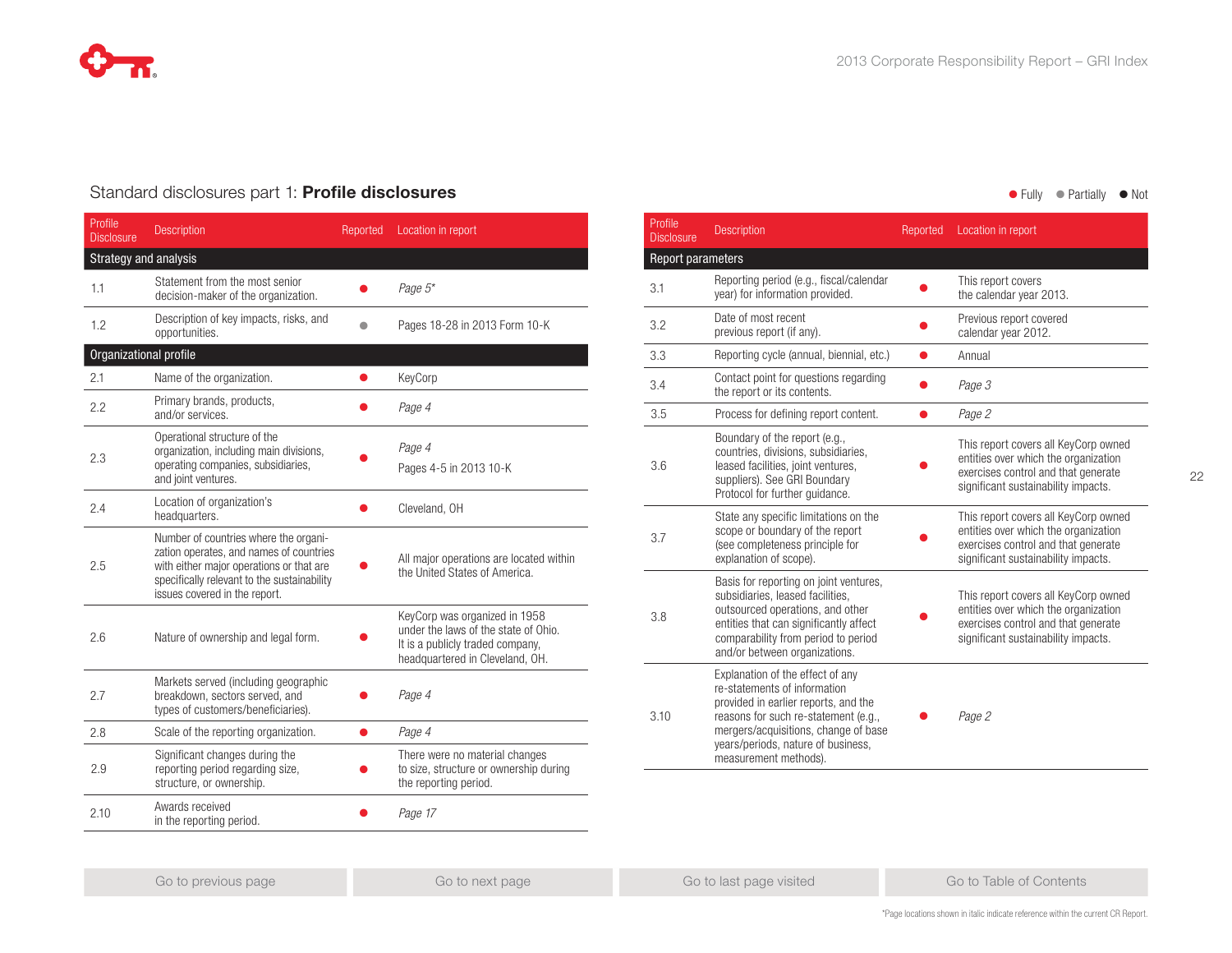## Standard disclosures part 1: **Profile disclosures**

● Fully ● Partially ● Not

| Profile Disclosure | Description | Reported | Location in report |
|---|---|---|---|
| **Strategy and analysis** | | | |
| 1.1 | Statement from the most senior decision-maker of the organization. | ● Fully | *Page 5** |
| 1.2 | Description of key impacts, risks, and opportunities. | ● Partially | Pages 18-28 in 2013 Form 10-K |
| **Organizational profile** | | | |
| 2.1 | Name of the organization. | ● Fully | KeyCorp |
| 2.2 | Primary brands, products, and/or services. | ● Fully | *Page 4* |
| 2.3 | Operational structure of the organization, including main divisions, operating companies, subsidiaries, and joint ventures. | ● Fully | *Page 4*<br>Pages 4-5 in 2013 10-K |
| 2.4 | Location of organization's headquarters. | ● Fully | Cleveland, OH |
| 2.5 | Number of countries where the organization operates, and names of countries with either major operations or that are specifically relevant to the sustainability issues covered in the report. | ● Fully | All major operations are located within the United States of America. |
| 2.6 | Nature of ownership and legal form. | ● Fully | KeyCorp was organized in 1958 under the laws of the state of Ohio. It is a publicly traded company, headquartered in Cleveland, OH. |
| 2.7 | Markets served (including geographic breakdown, sectors served, and types of customers/beneficiaries). | ● Fully | *Page 4* |
| 2.8 | Scale of the reporting organization. | ● Fully | *Page 4* |
| 2.9 | Significant changes during the reporting period regarding size, structure, or ownership. | ● Fully | There were no material changes to size, structure or ownership during the reporting period. |
| 2.10 | Awards received in the reporting period. | ● Fully | *Page 17* |

| Profile Disclosure | Description | Reported | Location in report |
|---|---|---|---|
| **Report parameters** | | | |
| 3.1 | Reporting period (e.g., fiscal/calendar year) for information provided. | ● Fully | This report covers the calendar year 2013. |
| 3.2 | Date of most recent previous report (if any). | ● Fully | Previous report covered calendar year 2012. |
| 3.3 | Reporting cycle (annual, biennial, etc.) | ● Fully | Annual |
| 3.4 | Contact point for questions regarding the report or its contents. | ● Fully | *Page 3* |
| 3.5 | Process for defining report content. | ● Fully | *Page 2* |
| 3.6 | Boundary of the report (e.g., countries, divisions, subsidiaries, leased facilities, joint ventures, suppliers). See GRI Boundary Protocol for further guidance. | ● Fully | This report covers all KeyCorp owned entities over which the organization exercises control and that generate significant sustainability impacts. |
| 3.7 | State any specific limitations on the scope or boundary of the report (see completeness principle for explanation of scope). | ● Fully | This report covers all KeyCorp owned entities over which the organization exercises control and that generate significant sustainability impacts. |
| 3.8 | Basis for reporting on joint ventures, subsidiaries, leased facilities, outsourced operations, and other entities that can significantly affect comparability from period to period and/or between organizations. | ● Fully | This report covers all KeyCorp owned entities over which the organization exercises control and that generate significant sustainability impacts. |
| 3.10 | Explanation of the effect of any re-statements of information provided in earlier reports, and the reasons for such re-statement (e.g., mergers/acquisitions, change of base years/periods, nature of business, measurement methods). | ● Fully | *Page 2* |

Go to previous page | Go to next page | Go to last page visited | Go to Table of Contents

*Page locations shown in italic indicate reference within the current CR Report.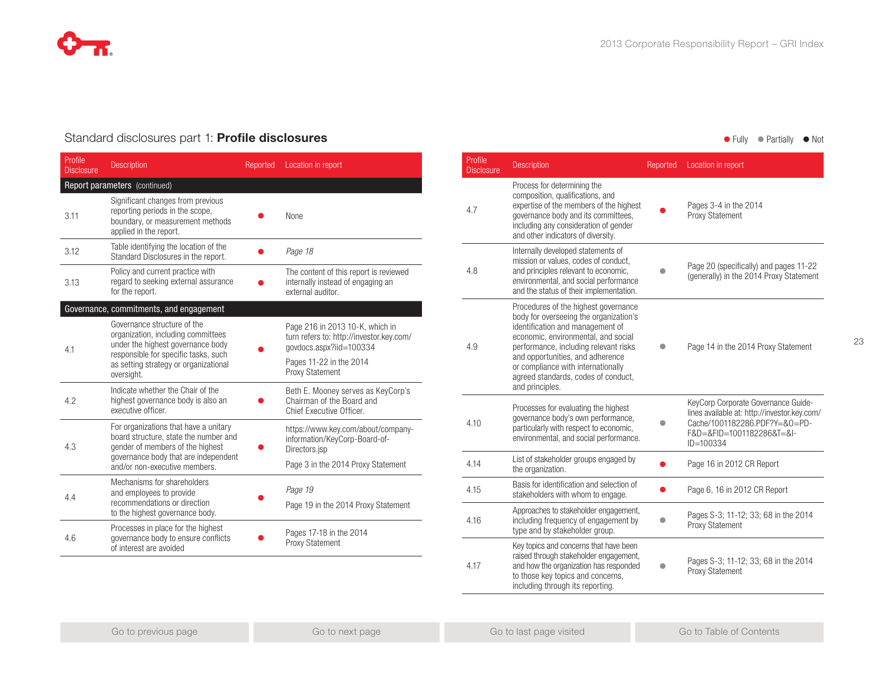## Standard disclosures part 1: **Profile disclosures**

● Fully ● Partially ● Not

| Profile Disclosure | Description | Reported | Location in report |
|---|---|---|---|
| **Report parameters** (continued) | | | |
| 3.11 | Significant changes from previous reporting periods in the scope, boundary, or measurement methods applied in the report. | ● Fully | None |
| 3.12 | Table identifying the location of the Standard Disclosures in the report. | ● Fully | *Page 18* |
| 3.13 | Policy and current practice with regard to seeking external assurance for the report. | ● Fully | The content of this report is reviewed internally instead of engaging an external auditor. |
| **Governance, commitments, and engagement** | | | |
| 4.1 | Governance structure of the organization, including committees under the highest governance body responsible for specific tasks, such as setting strategy or organizational oversight. | ● Fully | Page 216 in 2013 10-K, which in turn refers to: http://investor.key.com/govdocs.aspx?iid=100334<br><br>Pages 11-22 in the 2014 Proxy Statement |
| 4.2 | Indicate whether the Chair of the highest governance body is also an executive officer. | ● Fully | Beth E. Mooney serves as KeyCorp's Chairman of the Board and Chief Executive Officer. |
| 4.3 | For organizations that have a unitary board structure, state the number and gender of members of the highest governance body that are independent and/or non-executive members. | ● Fully | https://www.key.com/about/company-information/KeyCorp-Board-of-Directors.jsp<br><br>Page 3 in the 2014 Proxy Statement |
| 4.4 | Mechanisms for shareholders and employees to provide recommendations or direction to the highest governance body. | ● Fully | *Page 19*<br><br>Page 19 in the 2014 Proxy Statement |
| 4.6 | Processes in place for the highest governance body to ensure conflicts of interest are avoided | ● Fully | Pages 17-18 in the 2014 Proxy Statement |
| 4.7 | Process for determining the composition, qualifications, and expertise of the members of the highest governance body and its committees, including any consideration of gender and other indicators of diversity. | ● Fully | Pages 3-4 in the 2014 Proxy Statement |
| 4.8 | Internally developed statements of mission or values, codes of conduct, and principles relevant to economic, environmental, and social performance and the status of their implementation. | ● Partially | Page 20 (specifically) and pages 11-22 (generally) in the 2014 Proxy Statement |
| 4.9 | Procedures of the highest governance body for overseeing the organization's identification and management of economic, environmental, and social performance, including relevant risks and opportunities, and adherence or compliance with internationally agreed standards, codes of conduct, and principles. | ● Partially | Page 14 in the 2014 Proxy Statement |
| 4.10 | Processes for evaluating the highest governance body's own performance, particularly with respect to economic, environmental, and social performance. | ● Partially | KeyCorp Corporate Governance Guidelines available at: http://investor.key.com/Cache/1001182286.PDF?Y=&O=PDF&D=&FID=1001182286&T=&I-ID=100334 |
| 4.14 | List of stakeholder groups engaged by the organization. | ● Fully | Page 16 in 2012 CR Report |
| 4.15 | Basis for identification and selection of stakeholders with whom to engage. | ● Fully | Page 6, 16 in 2012 CR Report |
| 4.16 | Approaches to stakeholder engagement, including frequency of engagement by type and by stakeholder group. | ● Partially | Pages S-3; 11-12; 33; 68 in the 2014 Proxy Statement |
| 4.17 | Key topics and concerns that have been raised through stakeholder engagement, and how the organization has responded to those key topics and concerns, including through its reporting. | ● Partially | Pages S-3; 11-12; 33; 68 in the 2014 Proxy Statement |

Go to previous page | Go to next page | Go to last page visited | Go to Table of Contents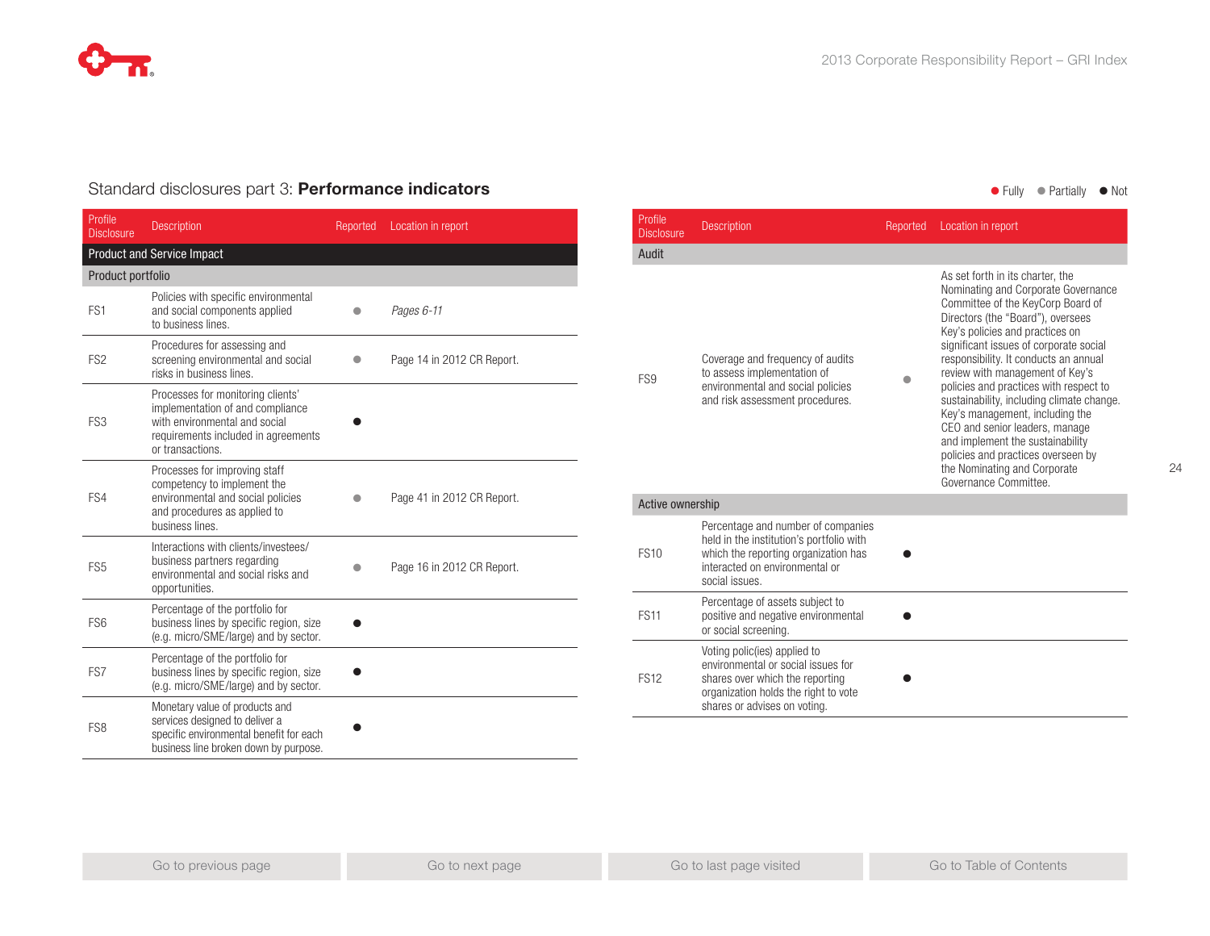## Standard disclosures part 3: **Performance indicators**

● Fully ● Partially ● Not

| Profile Disclosure | Description | Reported | Location in report |
|---|---|---|---|
| **Product and Service Impact** | | | |
| **Product portfolio** | | | |
| FS1 | Policies with specific environmental and social components applied to business lines. | Partially | *Pages 6-11* |
| FS2 | Procedures for assessing and screening environmental and social risks in business lines. | Partially | Page 14 in 2012 CR Report. |
| FS3 | Processes for monitoring clients' implementation of and compliance with environmental and social requirements included in agreements or transactions. | Not | |
| FS4 | Processes for improving staff competency to implement the environmental and social policies and procedures as applied to business lines. | Partially | Page 41 in 2012 CR Report. |
| FS5 | Interactions with clients/investees/business partners regarding environmental and social risks and opportunities. | Partially | Page 16 in 2012 CR Report. |
| FS6 | Percentage of the portfolio for business lines by specific region, size (e.g. micro/SME/large) and by sector. | Not | |
| FS7 | Percentage of the portfolio for business lines by specific region, size (e.g. micro/SME/large) and by sector. | Not | |
| FS8 | Monetary value of products and services designed to deliver a specific environmental benefit for each business line broken down by purpose. | Not | |
| **Audit** | | | |
| FS9 | Coverage and frequency of audits to assess implementation of environmental and social policies and risk assessment procedures. | Partially | As set forth in its charter, the Nominating and Corporate Governance Committee of the KeyCorp Board of Directors (the "Board"), oversees Key's policies and practices on significant issues of corporate social responsibility. It conducts an annual review with management of Key's policies and practices with respect to sustainability, including climate change. Key's management, including the CEO and senior leaders, manage and implement the sustainability policies and practices overseen by the Nominating and Corporate Governance Committee. |
| **Active ownership** | | | |
| FS10 | Percentage and number of companies held in the institution's portfolio with which the reporting organization has interacted on environmental or social issues. | Not | |
| FS11 | Percentage of assets subject to positive and negative environmental or social screening. | Not | |
| FS12 | Voting polic(ies) applied to environmental or social issues for shares over which the reporting organization holds the right to vote shares or advises on voting. | Not | |

Go to previous page | Go to next page | Go to last page visited | Go to Table of Contents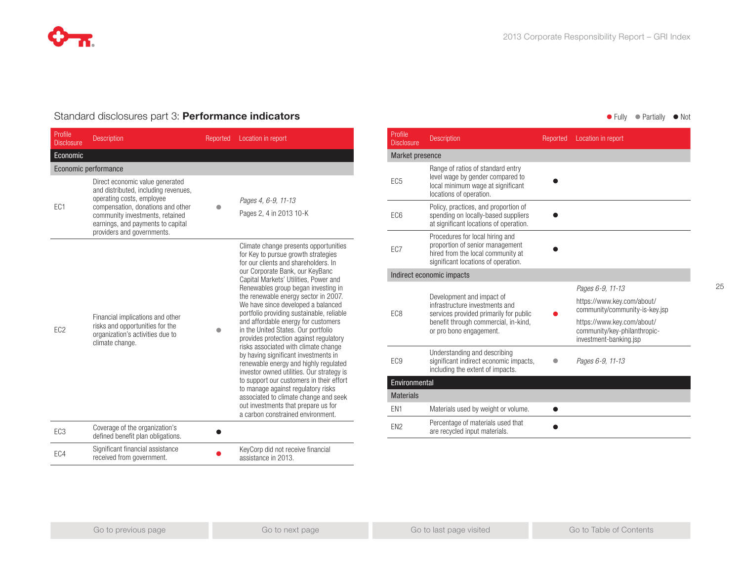## Standard disclosures part 3: **Performance indicators**

● Fully ● Partially ● Not

| Profile Disclosure | Description | Reported | Location in report |
|---|---|---|---|
| **Economic** | | | |
| **Economic performance** | | | |
| EC1 | Direct economic value generated and distributed, including revenues, operating costs, employee compensation, donations and other community investments, retained earnings, and payments to capital providers and governments. | Partially | *Pages 4, 6-9, 11-13*<br>Pages 2, 4 in 2013 10-K |
| EC2 | Financial implications and other risks and opportunities for the organization's activities due to climate change. | Partially | Climate change presents opportunities for Key to pursue growth strategies for our clients and shareholders. In our Corporate Bank, our KeyBanc Capital Markets' Utilities, Power and Renewables group began investing in the renewable energy sector in 2007. We have since developed a balanced portfolio providing sustainable, reliable and affordable energy for customers in the United States. Our portfolio provides protection against regulatory risks associated with climate change by having significant investments in renewable energy and highly regulated investor owned utilities. Our strategy is to support our customers in their effort to manage against regulatory risks associated to climate change and seek out investments that prepare us for a carbon constrained environment. |
| EC3 | Coverage of the organization's defined benefit plan obligations. | Not | |
| EC4 | Significant financial assistance received from government. | Fully | KeyCorp did not receive financial assistance in 2013. |
| **Market presence** | | | |
| EC5 | Range of ratios of standard entry level wage by gender compared to local minimum wage at significant locations of operation. | Not | |
| EC6 | Policy, practices, and proportion of spending on locally-based suppliers at significant locations of operation. | Not | |
| EC7 | Procedures for local hiring and proportion of senior management hired from the local community at significant locations of operation. | Not | |
| **Indirect economic impacts** | | | |
| EC8 | Development and impact of infrastructure investments and services provided primarily for public benefit through commercial, in-kind, or pro bono engagement. | Fully | *Pages 6-9, 11-13*<br>https://www.key.com/about/community/community-is-key.jsp<br>https://www.key.com/about/community/key-philanthropic-investment-banking.jsp |
| EC9 | Understanding and describing significant indirect economic impacts, including the extent of impacts. | Partially | *Pages 6-9, 11-13* |
| **Environmental** | | | |
| **Materials** | | | |
| EN1 | Materials used by weight or volume. | Not | |
| EN2 | Percentage of materials used that are recycled input materials. | Not | |

Go to previous page | Go to next page | Go to last page visited | Go to Table of Contents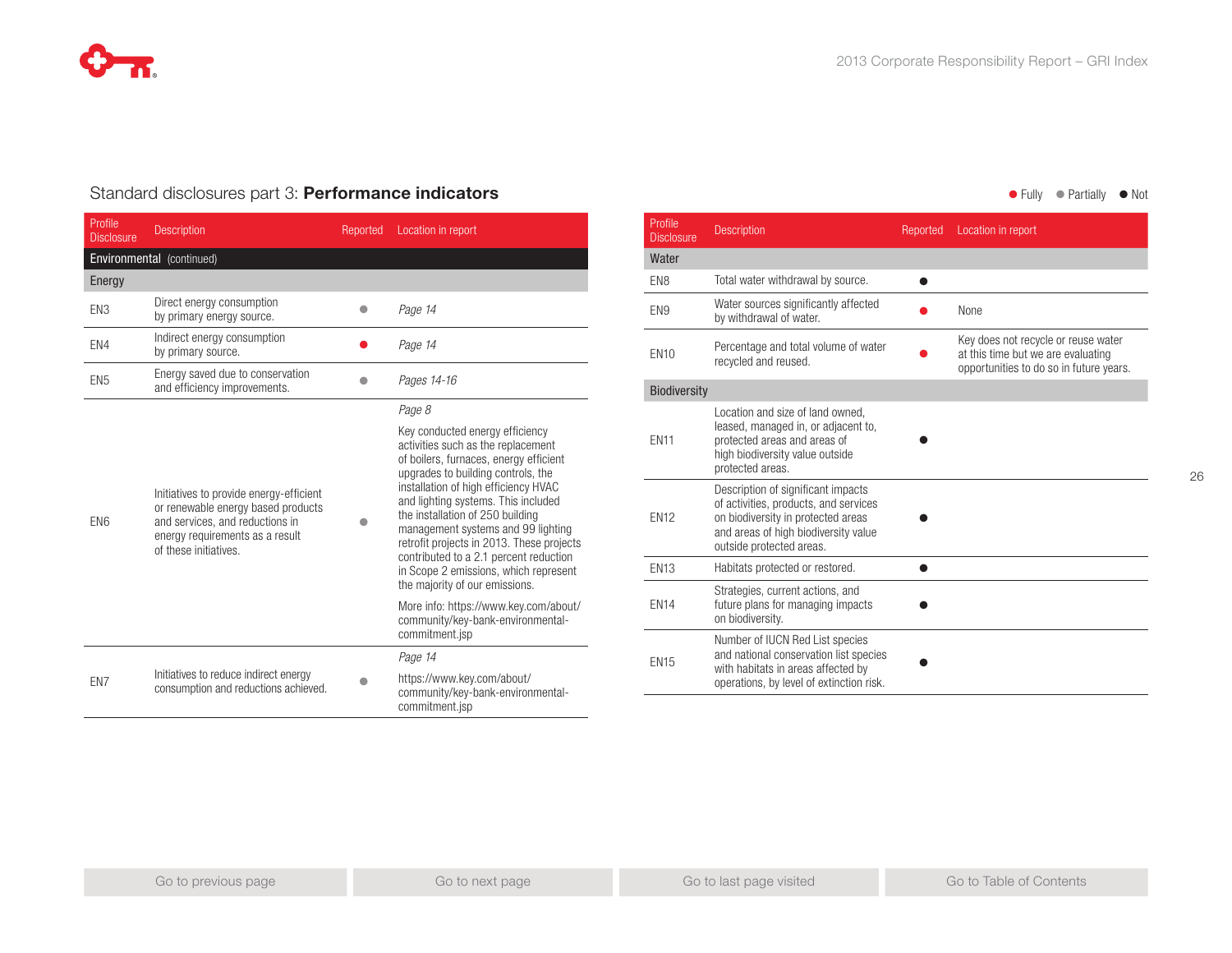## Standard disclosures part 3: **Performance indicators**

● Fully ● Partially ● Not

| Profile Disclosure | Description | Reported | Location in report |
|---|---|---|---|
| **Environmental** (continued) | | | |
| **Energy** | | | |
| EN3 | Direct energy consumption by primary energy source. | Partially | *Page 14* |
| EN4 | Indirect energy consumption by primary source. | Fully | *Page 14* |
| EN5 | Energy saved due to conservation and efficiency improvements. | Partially | *Pages 14-16* |
| EN6 | Initiatives to provide energy-efficient or renewable energy based products and services, and reductions in energy requirements as a result of these initiatives. | Partially | *Page 8* Key conducted energy efficiency activities such as the replacement of boilers, furnaces, energy efficient upgrades to building controls, the installation of high efficiency HVAC and lighting systems. This included the installation of 250 building management systems and 99 lighting retrofit projects in 2013. These projects contributed to a 2.1 percent reduction in Scope 2 emissions, which represent the majority of our emissions. More info: https://www.key.com/about/community/key-bank-environmental-commitment.jsp |
| EN7 | Initiatives to reduce indirect energy consumption and reductions achieved. | Partially | *Page 14* https://www.key.com/about/community/key-bank-environmental-commitment.jsp |

| Profile Disclosure | Description | Reported | Location in report |
|---|---|---|---|
| **Water** | | | |
| EN8 | Total water withdrawal by source. | Not | |
| EN9 | Water sources significantly affected by withdrawal of water. | Fully | None |
| EN10 | Percentage and total volume of water recycled and reused. | Fully | Key does not recycle or reuse water at this time but we are evaluating opportunities to do so in future years. |
| **Biodiversity** | | | |
| EN11 | Location and size of land owned, leased, managed in, or adjacent to, protected areas and areas of high biodiversity value outside protected areas. | Not | |
| EN12 | Description of significant impacts of activities, products, and services on biodiversity in protected areas and areas of high biodiversity value outside protected areas. | Not | |
| EN13 | Habitats protected or restored. | Not | |
| EN14 | Strategies, current actions, and future plans for managing impacts on biodiversity. | Not | |
| EN15 | Number of IUCN Red List species and national conservation list species with habitats in areas affected by operations, by level of extinction risk. | Not | |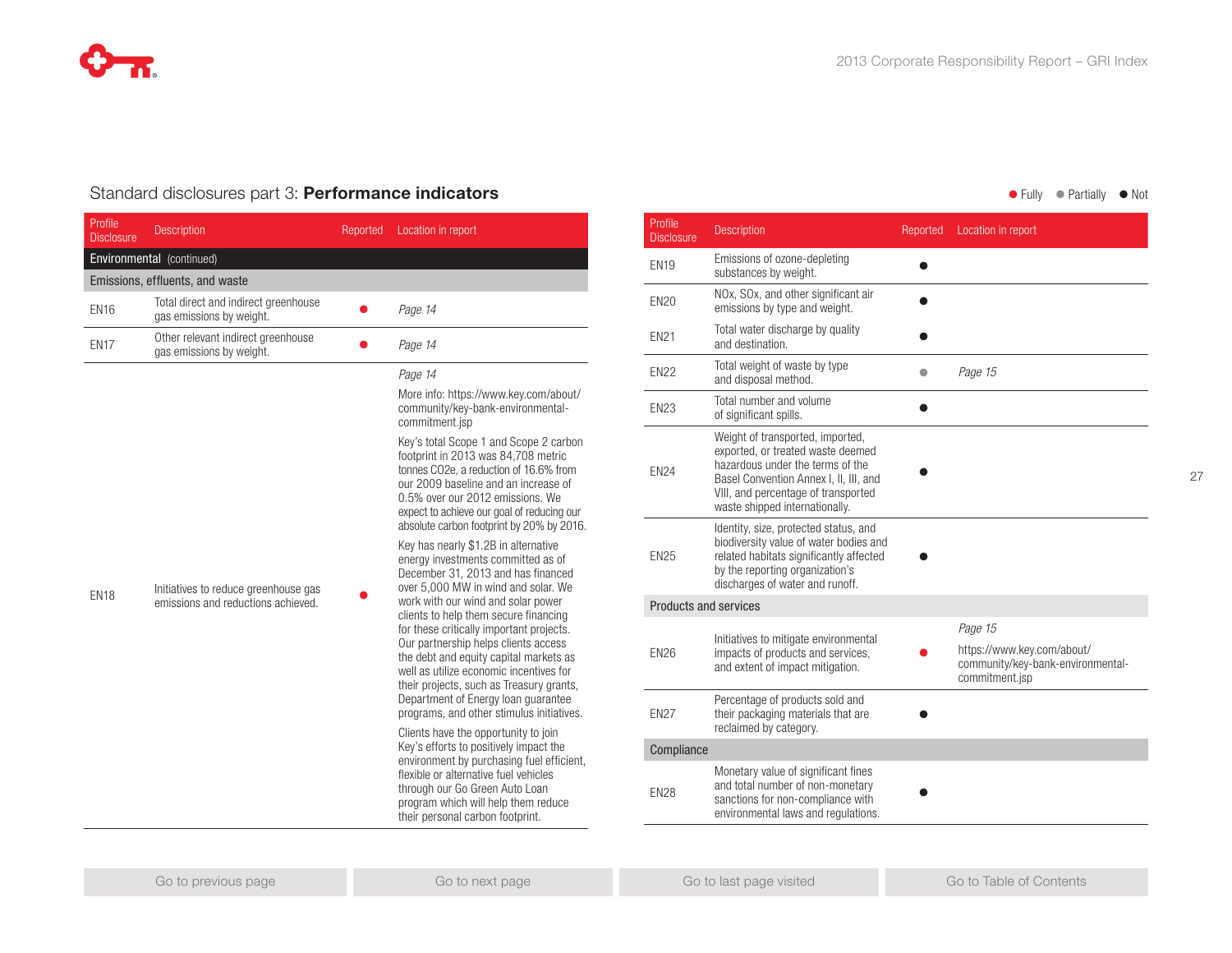## Standard disclosures part 3: **Performance indicators**

● Fully ● Partially ● Not

| Profile Disclosure | Description | Reported | Location in report |
|---|---|---|---|
| **Environmental** (continued) | | | |
| **Emissions, effluents, and waste** | | | |
| EN16 | Total direct and indirect greenhouse gas emissions by weight. | Fully | *Page 14* |
| EN17 | Other relevant indirect greenhouse gas emissions by weight. | Fully | *Page 14* |
| EN18 | Initiatives to reduce greenhouse gas emissions and reductions achieved. | Fully | *Page 14*<br><br>More info: https://www.key.com/about/community/key-bank-environmental-commitment.jsp<br><br>Key's total Scope 1 and Scope 2 carbon footprint in 2013 was 84,708 metric tonnes CO2e, a reduction of 16.6% from our 2009 baseline and an increase of 0.5% over our 2012 emissions. We expect to achieve our goal of reducing our absolute carbon footprint by 20% by 2016.<br><br>Key has nearly $1.2B in alternative energy investments committed as of December 31, 2013 and has financed over 5,000 MW in wind and solar. We work with our wind and solar power clients to help them secure financing for these critically important projects. Our partnership helps clients access the debt and equity capital markets as well as utilize economic incentives for their projects, such as Treasury grants, Department of Energy loan guarantee programs, and other stimulus initiatives.<br><br>Clients have the opportunity to join Key's efforts to positively impact the environment by purchasing fuel efficient, flexible or alternative fuel vehicles through our Go Green Auto Loan program which will help them reduce their personal carbon footprint. |
| EN19 | Emissions of ozone-depleting substances by weight. | Not | |
| EN20 | NOx, SOx, and other significant air emissions by type and weight. | Not | |
| EN21 | Total water discharge by quality and destination. | Not | |
| EN22 | Total weight of waste by type and disposal method. | Partially | *Page 15* |
| EN23 | Total number and volume of significant spills. | Not | |
| EN24 | Weight of transported, imported, exported, or treated waste deemed hazardous under the terms of the Basel Convention Annex I, II, III, and VIII, and percentage of transported waste shipped internationally. | Not | |
| EN25 | Identity, size, protected status, and biodiversity value of water bodies and related habitats significantly affected by the reporting organization's discharges of water and runoff. | Not | |
| **Products and services** | | | |
| EN26 | Initiatives to mitigate environmental impacts of products and services, and extent of impact mitigation. | Fully | *Page 15*<br><br>https://www.key.com/about/community/key-bank-environmental-commitment.jsp |
| EN27 | Percentage of products sold and their packaging materials that are reclaimed by category. | Not | |
| **Compliance** | | | |
| EN28 | Monetary value of significant fines and total number of non-monetary sanctions for non-compliance with environmental laws and regulations. | Not | |

Go to previous page | Go to next page | Go to last page visited | Go to Table of Contents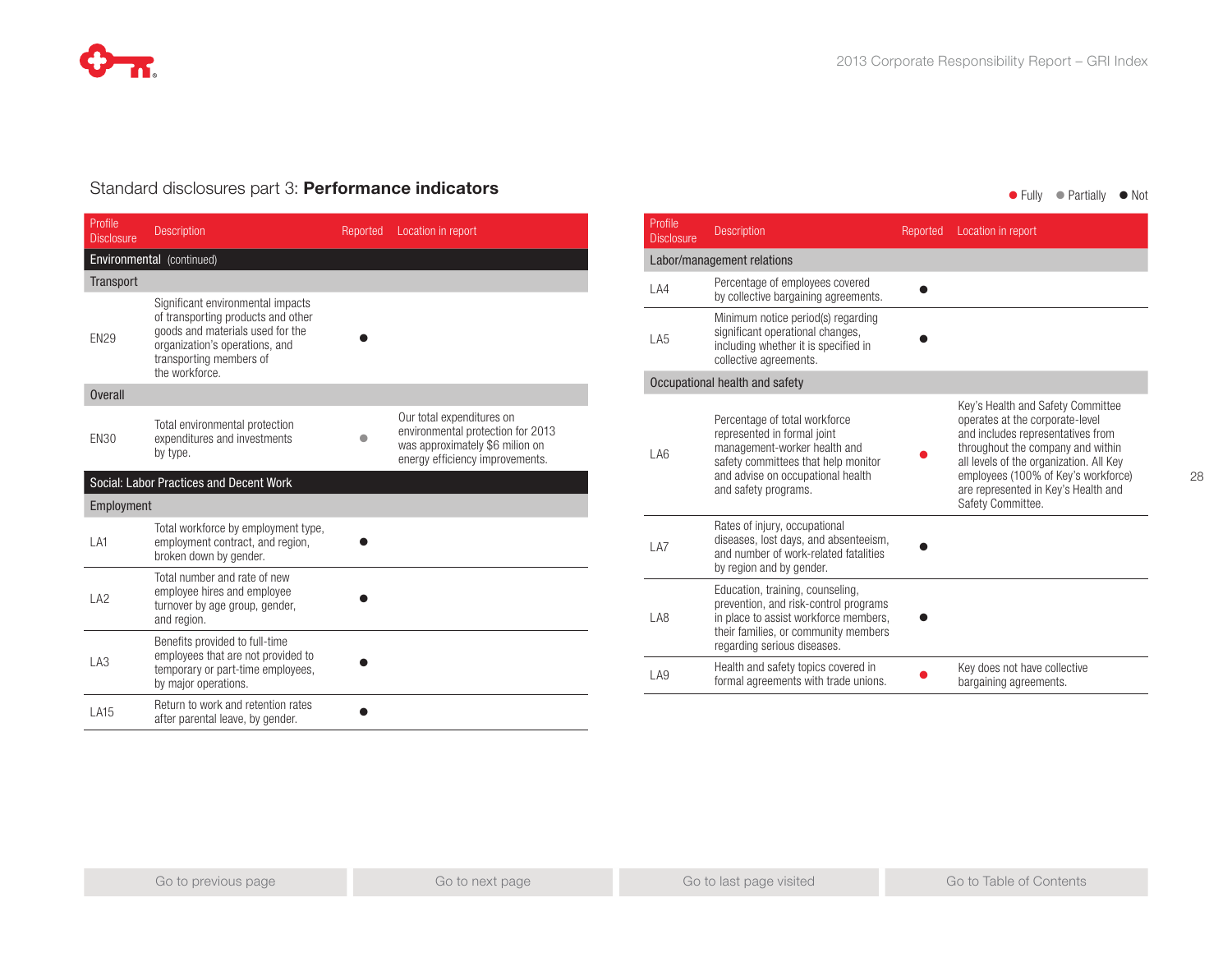## Standard disclosures part 3: **Performance indicators**

● Fully ● Partially ● Not

| Profile Disclosure | Description | Reported | Location in report |
|---|---|---|---|
| **Environmental** (continued) | | | |
| **Transport** | | | |
| EN29 | Significant environmental impacts of transporting products and other goods and materials used for the organization's operations, and transporting members of the workforce. | Not | |
| **Overall** | | | |
| EN30 | Total environmental protection expenditures and investments by type. | Partially | Our total expenditures on environmental protection for 2013 was approximately $6 milion on energy efficiency improvements. |
| **Social: Labor Practices and Decent Work** | | | |
| **Employment** | | | |
| LA1 | Total workforce by employment type, employment contract, and region, broken down by gender. | Not | |
| LA2 | Total number and rate of new employee hires and employee turnover by age group, gender, and region. | Not | |
| LA3 | Benefits provided to full-time employees that are not provided to temporary or part-time employees, by major operations. | Not | |
| LA15 | Return to work and retention rates after parental leave, by gender. | Not | |
| **Labor/management relations** | | | |
| LA4 | Percentage of employees covered by collective bargaining agreements. | Not | |
| LA5 | Minimum notice period(s) regarding significant operational changes, including whether it is specified in collective agreements. | Not | |
| **Occupational health and safety** | | | |
| LA6 | Percentage of total workforce represented in formal joint management-worker health and safety committees that help monitor and advise on occupational health and safety programs. | Fully | Key's Health and Safety Committee operates at the corporate-level and includes representatives from throughout the company and within all levels of the organization. All Key employees (100% of Key's workforce) are represented in Key's Health and Safety Committee. |
| LA7 | Rates of injury, occupational diseases, lost days, and absenteeism, and number of work-related fatalities by region and by gender. | Not | |
| LA8 | Education, training, counseling, prevention, and risk-control programs in place to assist workforce members, their families, or community members regarding serious diseases. | Not | |
| LA9 | Health and safety topics covered in formal agreements with trade unions. | Fully | Key does not have collective bargaining agreements. |

Go to previous page | Go to next page | Go to last page visited | Go to Table of Contents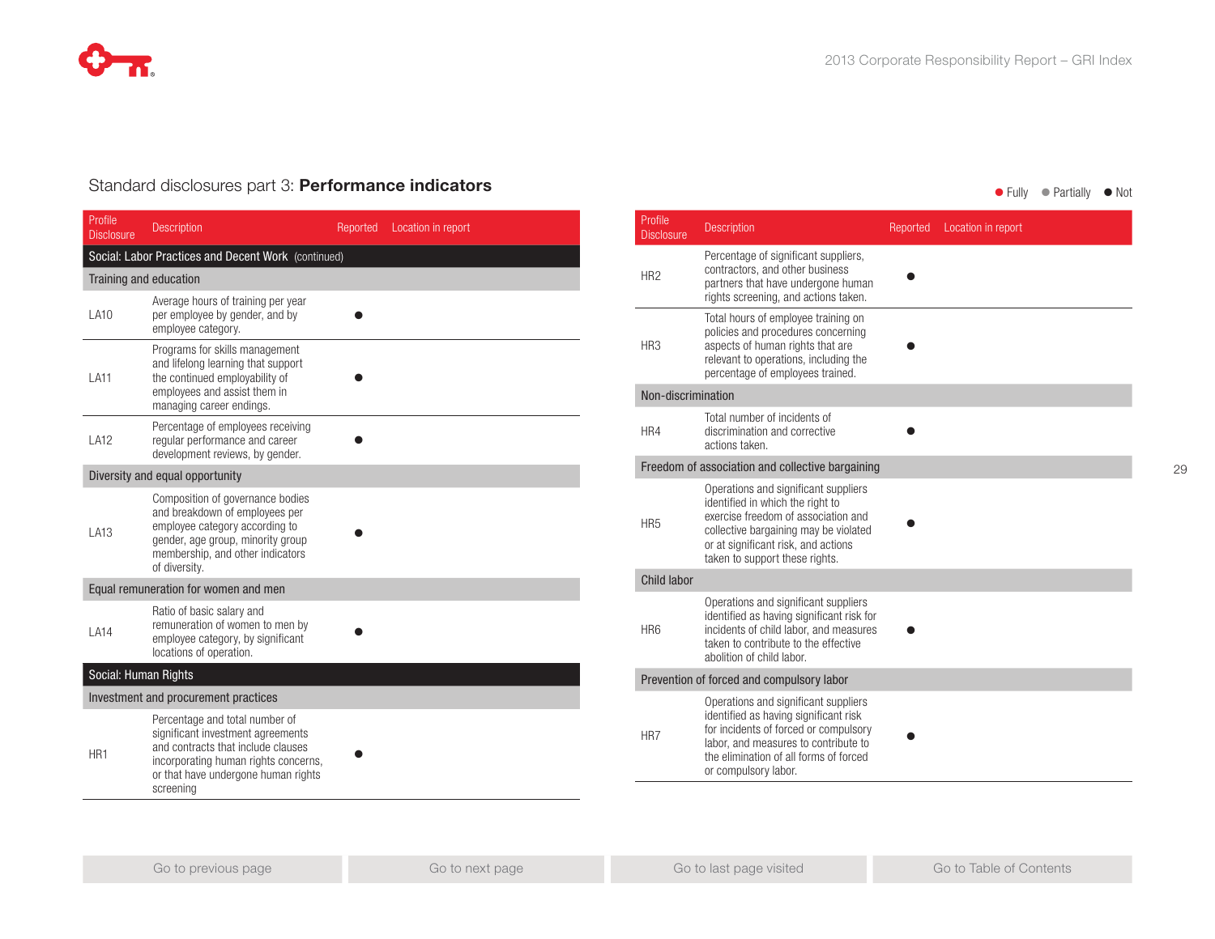## Standard disclosures part 3: **Performance indicators**

● Fully ● Partially ● Not

| Profile Disclosure | Description | Reported | Location in report |
|---|---|---|---|
| **Social: Labor Practices and Decent Work** (continued) | | | |
| **Training and education** | | | |
| LA10 | Average hours of training per year per employee by gender, and by employee category. | ● | |
| LA11 | Programs for skills management and lifelong learning that support the continued employability of employees and assist them in managing career endings. | ● | |
| LA12 | Percentage of employees receiving regular performance and career development reviews, by gender. | ● | |
| **Diversity and equal opportunity** | | | |
| LA13 | Composition of governance bodies and breakdown of employees per employee category according to gender, age group, minority group membership, and other indicators of diversity. | ● | |
| **Equal remuneration for women and men** | | | |
| LA14 | Ratio of basic salary and remuneration of women to men by employee category, by significant locations of operation. | ● | |
| **Social: Human Rights** | | | |
| **Investment and procurement practices** | | | |
| HR1 | Percentage and total number of significant investment agreements and contracts that include clauses incorporating human rights concerns, or that have undergone human rights screening | ● | |
| HR2 | Percentage of significant suppliers, contractors, and other business partners that have undergone human rights screening, and actions taken. | ● | |
| HR3 | Total hours of employee training on policies and procedures concerning aspects of human rights that are relevant to operations, including the percentage of employees trained. | ● | |
| **Non-discrimination** | | | |
| HR4 | Total number of incidents of discrimination and corrective actions taken. | ● | |
| **Freedom of association and collective bargaining** | | | |
| HR5 | Operations and significant suppliers identified in which the right to exercise freedom of association and collective bargaining may be violated or at significant risk, and actions taken to support these rights. | ● | |
| **Child labor** | | | |
| HR6 | Operations and significant suppliers identified as having significant risk for incidents of child labor, and measures taken to contribute to the effective abolition of child labor. | ● | |
| **Prevention of forced and compulsory labor** | | | |
| HR7 | Operations and significant suppliers identified as having significant risk for incidents of forced or compulsory labor, and measures to contribute to the elimination of all forms of forced or compulsory labor. | ● | |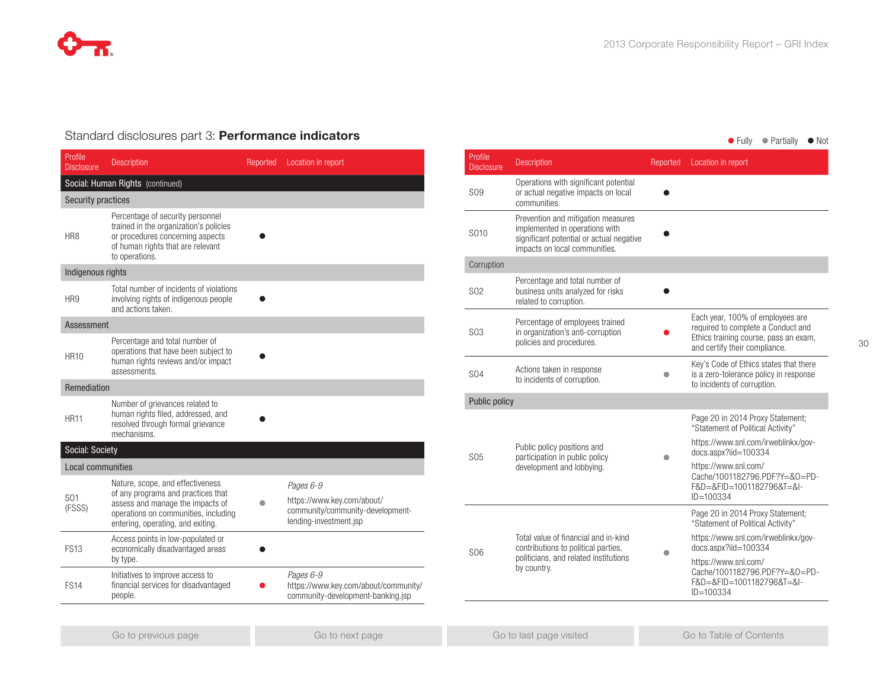## Standard disclosures part 3: **Performance indicators**

● Fully ● Partially ● Not

| Profile Disclosure | Description | Reported | Location in report |
|---|---|---|---|
| **Social: Human Rights** (continued) | | | |
| **Security practices** | | | |
| HR8 | Percentage of security personnel trained in the organization's policies or procedures concerning aspects of human rights that are relevant to operations. | Not | |
| **Indigenous rights** | | | |
| HR9 | Total number of incidents of violations involving rights of indigenous people and actions taken. | Not | |
| **Assessment** | | | |
| HR10 | Percentage and total number of operations that have been subject to human rights reviews and/or impact assessments. | Not | |
| **Remediation** | | | |
| HR11 | Number of grievances related to human rights filed, addressed, and resolved through formal grievance mechanisms. | Not | |
| **Social: Society** | | | |
| **Local communities** | | | |
| SO1 (FSSS) | Nature, scope, and effectiveness of any programs and practices that assess and manage the impacts of operations on communities, including entering, operating, and exiting. | Partially | *Pages 6-9* https://www.key.com/about/community/community-development-lending-investment.jsp |
| FS13 | Access points in low-populated or economically disadvantaged areas by type. | Not | |
| FS14 | Initiatives to improve access to financial services for disadvantaged people. | Fully | *Pages 6-9* https://www.key.com/about/community/community-development-banking.jsp |
| SO9 | Operations with significant potential or actual negative impacts on local communities. | Not | |
| SO10 | Prevention and mitigation measures implemented in operations with significant potential or actual negative impacts on local communities. | Not | |
| **Corruption** | | | |
| SO2 | Percentage and total number of business units analyzed for risks related to corruption. | Not | |
| SO3 | Percentage of employees trained in organization's anti-corruption policies and procedures. | Fully | Each year, 100% of employees are required to complete a Conduct and Ethics training course, pass an exam, and certify their compliance. |
| SO4 | Actions taken in response to incidents of corruption. | Partially | Key's Code of Ethics states that there is a zero-tolerance policy in response to incidents of corruption. |
| **Public policy** | | | |
| SO5 | Public policy positions and participation in public policy development and lobbying. | Partially | Page 20 in 2014 Proxy Statement; "Statement of Political Activity" https://www.snl.com/irweblinkx/gov-docs.aspx?iid=100334 https://www.snl.com/Cache/1001182796.PDF?Y=&O=PDF&D=&FID=1001182796&T=&IID=100334 |
| SO6 | Total value of financial and in-kind contributions to political parties, politicians, and related institutions by country. | Partially | Page 20 in 2014 Proxy Statement; "Statement of Political Activity" https://www.snl.com/irweblinkx/gov-docs.aspx?iid=100334 https://www.snl.com/Cache/1001182796.PDF?Y=&O=PDF&D=&FID=1001182796&T=&IID=100334 |

Go to previous page | Go to next page | Go to last page visited | Go to Table of Contents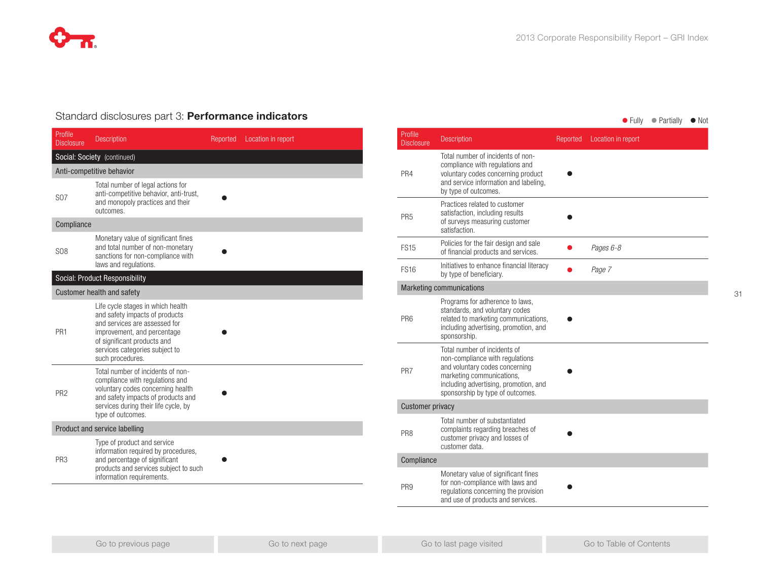## Standard disclosures part 3: **Performance indicators**

● Fully ● Partially ● Not

| Profile Disclosure | Description | Reported | Location in report |
|---|---|---|---|
| **Social: Society** (continued) | | | |
| **Anti-competitive behavior** | | | |
| S07 | Total number of legal actions for anti-competitive behavior, anti-trust, and monopoly practices and their outcomes. | Not | |
| **Compliance** | | | |
| S08 | Monetary value of significant fines and total number of non-monetary sanctions for non-compliance with laws and regulations. | Not | |
| **Social: Product Responsibility** | | | |
| **Customer health and safety** | | | |
| PR1 | Life cycle stages in which health and safety impacts of products and services are assessed for improvement, and percentage of significant products and services categories subject to such procedures. | Not | |
| PR2 | Total number of incidents of non-compliance with regulations and voluntary codes concerning health and safety impacts of products and services during their life cycle, by type of outcomes. | Not | |
| **Product and service labelling** | | | |
| PR3 | Type of product and service information required by procedures, and percentage of significant products and services subject to such information requirements. | Not | |
| PR4 | Total number of incidents of non-compliance with regulations and voluntary codes concerning product and service information and labeling, by type of outcomes. | Not | |
| PR5 | Practices related to customer satisfaction, including results of surveys measuring customer satisfaction. | Not | |
| FS15 | Policies for the fair design and sale of financial products and services. | Fully | *Pages 6-8* |
| FS16 | Initiatives to enhance financial literacy by type of beneficiary. | Fully | *Page 7* |
| **Marketing communications** | | | |
| PR6 | Programs for adherence to laws, standards, and voluntary codes related to marketing communications, including advertising, promotion, and sponsorship. | Not | |
| PR7 | Total number of incidents of non-compliance with regulations and voluntary codes concerning marketing communications, including advertising, promotion, and sponsorship by type of outcomes. | Not | |
| **Customer privacy** | | | |
| PR8 | Total number of substantiated complaints regarding breaches of customer privacy and losses of customer data. | Not | |
| **Compliance** | | | |
| PR9 | Monetary value of significant fines for non-compliance with laws and regulations concerning the provision and use of products and services. | Not | |

Go to previous page | Go to next page | Go to last page visited | Go to Table of Contents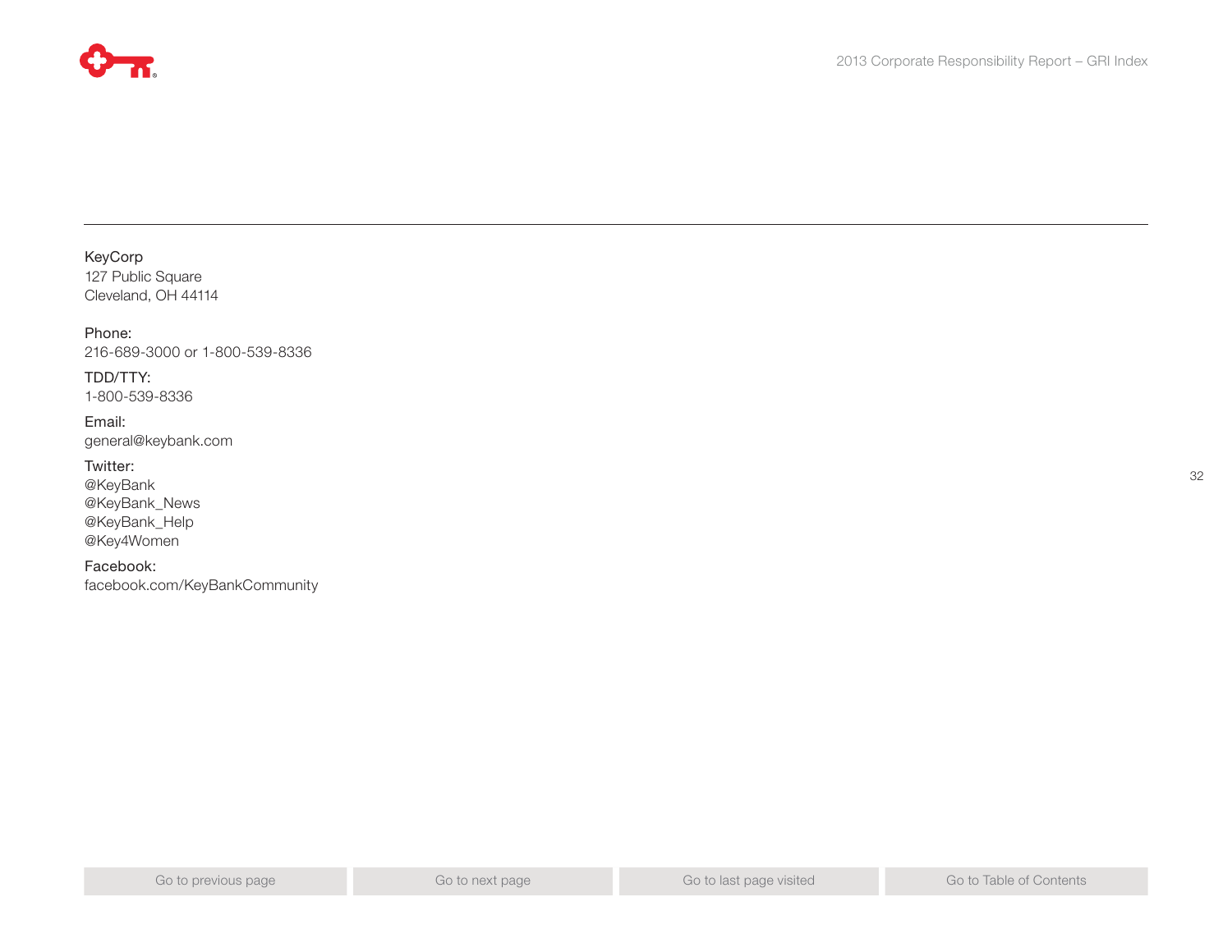KeyCorp
127 Public Square
Cleveland, OH 44114

Phone:
216-689-3000 or 1-800-539-8336

TDD/TTY:
1-800-539-8336

Email:
general@keybank.com

Twitter:
@KeyBank
@KeyBank_News
@KeyBank_Help
@Key4Women

Facebook:
facebook.com/KeyBankCommunity